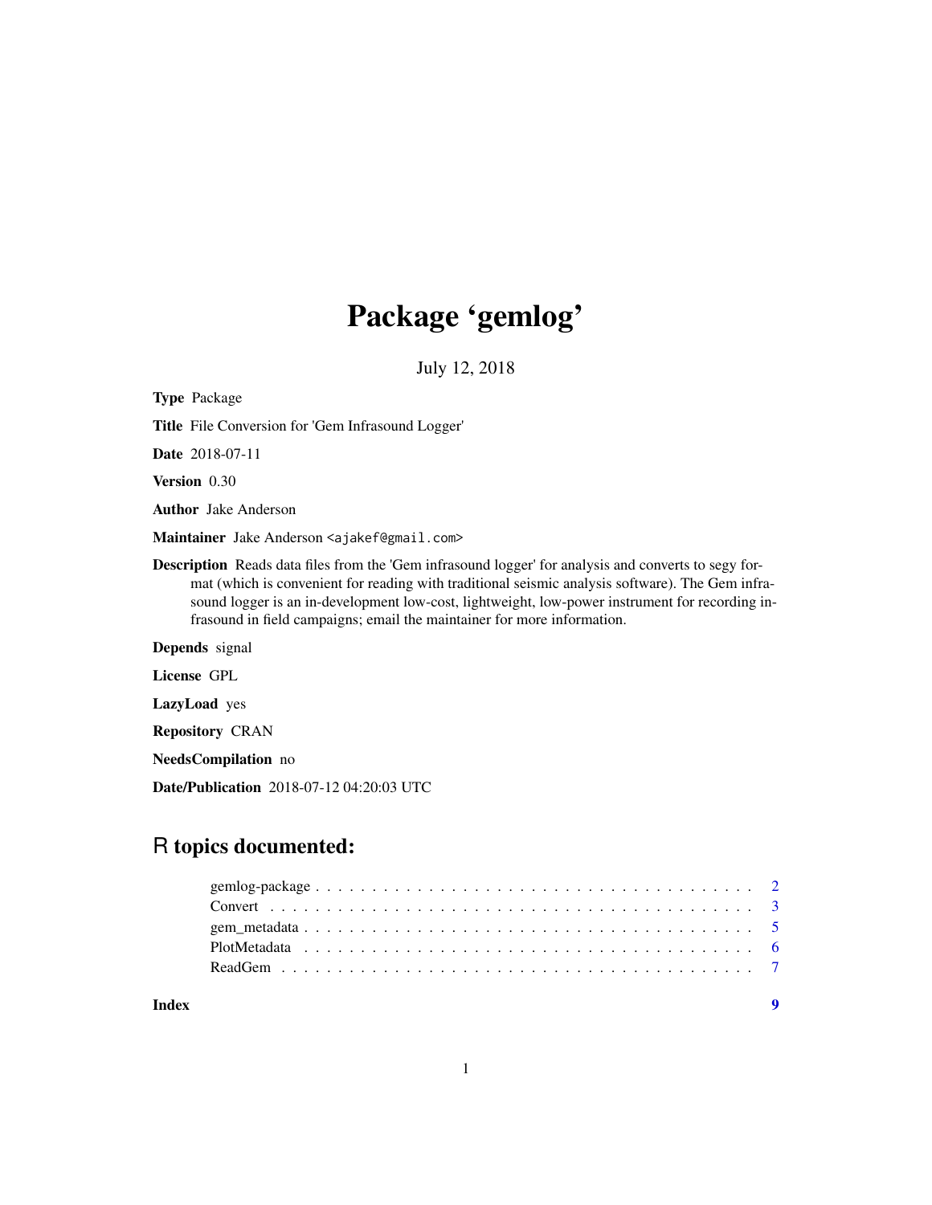# Package 'gemlog'

July 12, 2018

**Type** Package

**Title** File Conversion for 'Gem Infrasound Logger'

**Date** 2018-07-11

**Version** 0.30

**Author** Jake Anderson

**Maintainer** Jake Anderson <ajakef@gmail.com>

**Description** Reads data files from the 'Gem infrasound logger' for analysis and converts to segy format (which is convenient for reading with traditional seismic analysis software). The Gem infrasound logger is an in-development low-cost, lightweight, low-power instrument for recording infrasound in field campaigns; email the maintainer for more information.

**Depends** signal

**License** GPL

**LazyLoad** yes

**Repository** CRAN

**NeedsCompilation** no

**Date/Publication** 2018-07-12 04:20:03 UTC

## R topics documented:

- gemlog-package . . . . . . . . . . 2
- Convert . . . . . . . . . . 3
- gem_metadata . . . . . . . . . . 5
- PlotMetadata . . . . . . . . . . 6
- ReadGem . . . . . . . . . . 7

**Index** 9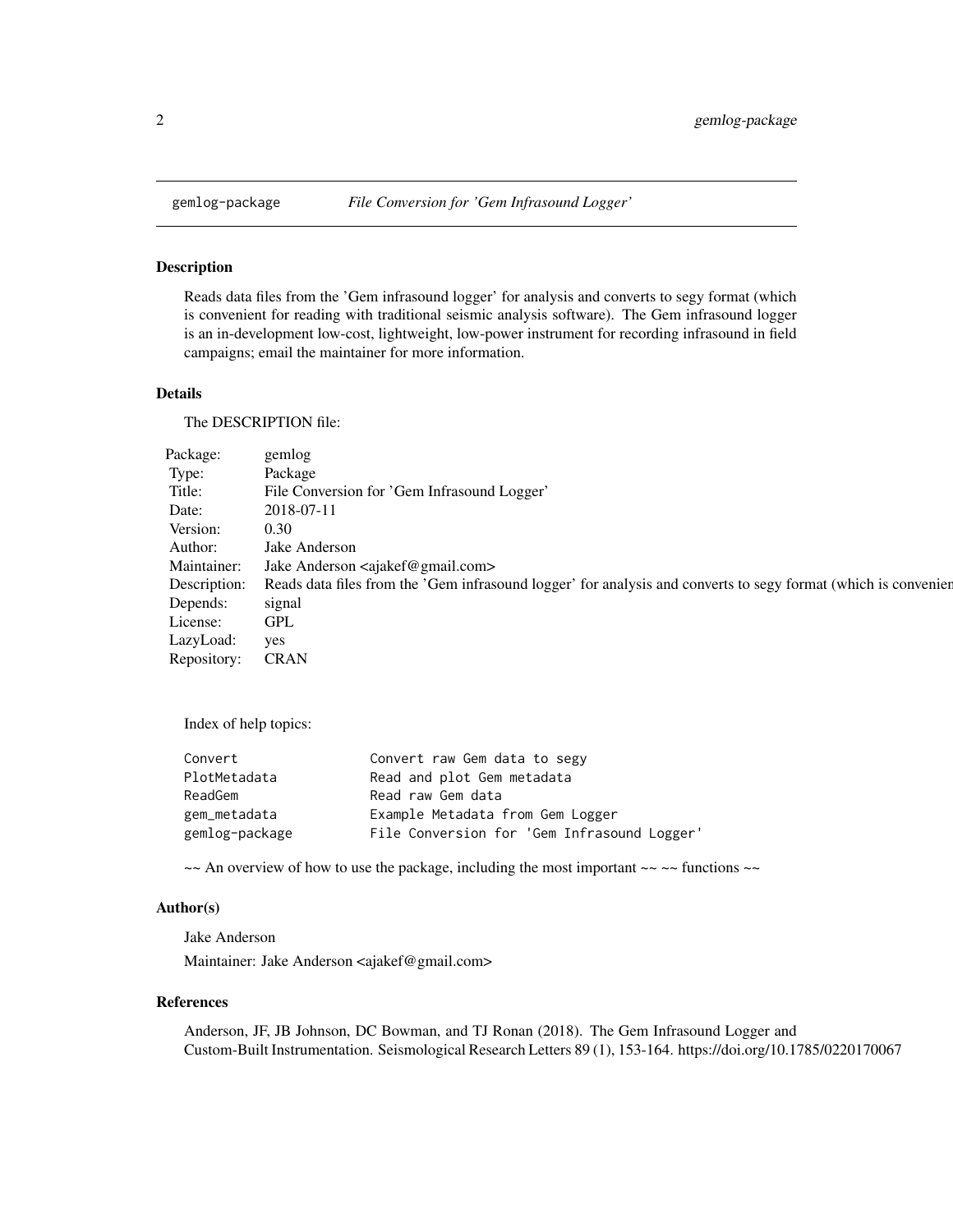# gemlog-package *File Conversion for 'Gem Infrasound Logger'*

## Description

Reads data files from the 'Gem infrasound logger' for analysis and converts to segy format (which is convenient for reading with traditional seismic analysis software). The Gem infrasound logger is an in-development low-cost, lightweight, low-power instrument for recording infrasound in field campaigns; email the maintainer for more information.

## Details

The DESCRIPTION file:

| | |
|---|---|
| Package: | gemlog |
| Type: | Package |
| Title: | File Conversion for 'Gem Infrasound Logger' |
| Date: | 2018-07-11 |
| Version: | 0.30 |
| Author: | Jake Anderson |
| Maintainer: | Jake Anderson <ajakef@gmail.com> |
| Description: | Reads data files from the 'Gem infrasound logger' for analysis and converts to segy format (which is convenien |
| Depends: | signal |
| License: | GPL |
| LazyLoad: | yes |
| Repository: | CRAN |

Index of help topics:

```
Convert                 Convert raw Gem data to segy
PlotMetadata            Read and plot Gem metadata
ReadGem                 Read raw Gem data
gem_metadata            Example Metadata from Gem Logger
gemlog-package          File Conversion for 'Gem Infrasound Logger'
```

~~ An overview of how to use the package, including the most important ~~ ~~ functions ~~

## Author(s)

Jake Anderson

Maintainer: Jake Anderson <ajakef@gmail.com>

## References

Anderson, JF, JB Johnson, DC Bowman, and TJ Ronan (2018). The Gem Infrasound Logger and Custom-Built Instrumentation. Seismological Research Letters 89 (1), 153-164. https://doi.org/10.1785/0220170067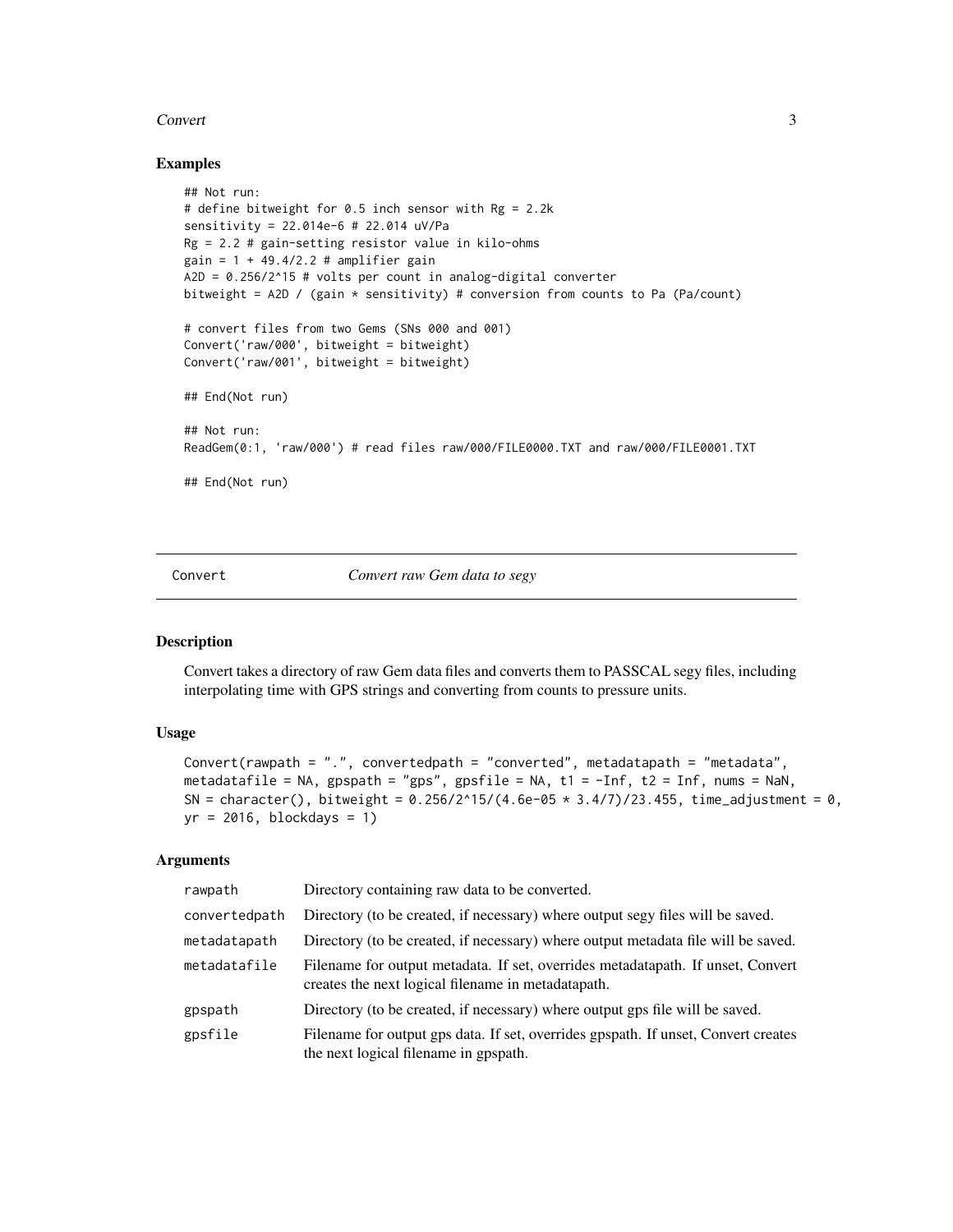## Examples

```
## Not run:
# define bitweight for 0.5 inch sensor with Rg = 2.2k
sensitivity = 22.014e-6 # 22.014 uV/Pa
Rg = 2.2 # gain-setting resistor value in kilo-ohms
gain = 1 + 49.4/2.2 # amplifier gain
A2D = 0.256/2^15 # volts per count in analog-digital converter
bitweight = A2D / (gain * sensitivity) # conversion from counts to Pa (Pa/count)

# convert files from two Gems (SNs 000 and 001)
Convert('raw/000', bitweight = bitweight)
Convert('raw/001', bitweight = bitweight)

## End(Not run)

## Not run:
ReadGem(0:1, 'raw/000') # read files raw/000/FILE0000.TXT and raw/000/FILE0001.TXT

## End(Not run)
```

---

Convert *Convert raw Gem data to segy*

---

## Description

Convert takes a directory of raw Gem data files and converts them to PASSCAL segy files, including interpolating time with GPS strings and converting from counts to pressure units.

## Usage

```
Convert(rawpath = ".", convertedpath = "converted", metadatapath = "metadata",
metadatafile = NA, gpspath = "gps", gpsfile = NA, t1 = -Inf, t2 = Inf, nums = NaN,
SN = character(), bitweight = 0.256/2^15/(4.6e-05 * 3.4/7)/23.455, time_adjustment = 0,
yr = 2016, blockdays = 1)
```

## Arguments

| | |
|---|---|
| rawpath | Directory containing raw data to be converted. |
| convertedpath | Directory (to be created, if necessary) where output segy files will be saved. |
| metadatapath | Directory (to be created, if necessary) where output metadata file will be saved. |
| metadatafile | Filename for output metadata. If set, overrides metadatapath. If unset, Convert creates the next logical filename in metadatapath. |
| gpspath | Directory (to be created, if necessary) where output gps file will be saved. |
| gpsfile | Filename for output gps data. If set, overrides gpspath. If unset, Convert creates the next logical filename in gpspath. |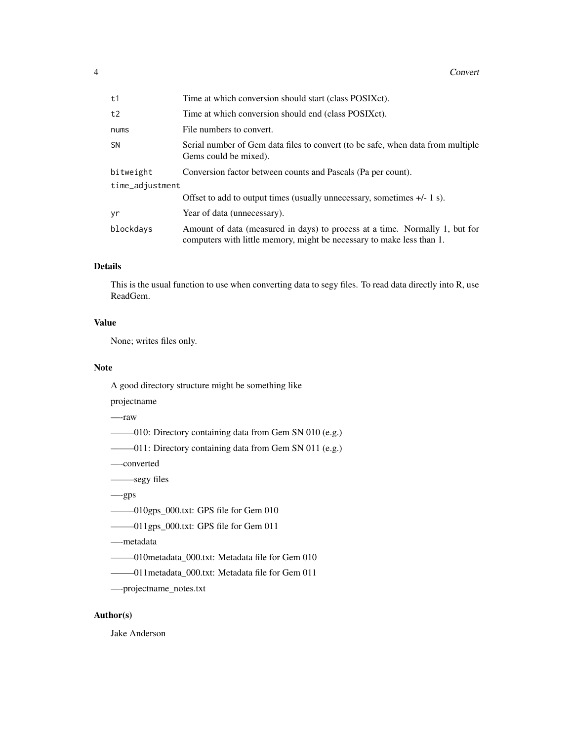| | |
|---|---|
| `t1` | Time at which conversion should start (class POSIXct). |
| `t2` | Time at which conversion should end (class POSIXct). |
| `nums` | File numbers to convert. |
| `SN` | Serial number of Gem data files to convert (to be safe, when data from multiple Gems could be mixed). |
| `bitweight` | Conversion factor between counts and Pascals (Pa per count). |
| `time_adjustment` | Offset to add to output times (usually unnecessary, sometimes +/- 1 s). |
| `yr` | Year of data (unnecessary). |
| `blockdays` | Amount of data (measured in days) to process at a time. Normally 1, but for computers with little memory, might be necessary to make less than 1. |

### Details

This is the usual function to use when converting data to segy files. To read data directly into R, use ReadGem.

### Value

None; writes files only.

### Note

A good directory structure might be something like

projectname

—-raw

———010: Directory containing data from Gem SN 010 (e.g.)

———011: Directory containing data from Gem SN 011 (e.g.)

—-converted

———segy files

—-gps

———010gps_000.txt: GPS file for Gem 010

———011gps_000.txt: GPS file for Gem 011

—-metadata

———010metadata_000.txt: Metadata file for Gem 010

———011metadata_000.txt: Metadata file for Gem 011

—-projectname_notes.txt

### Author(s)

Jake Anderson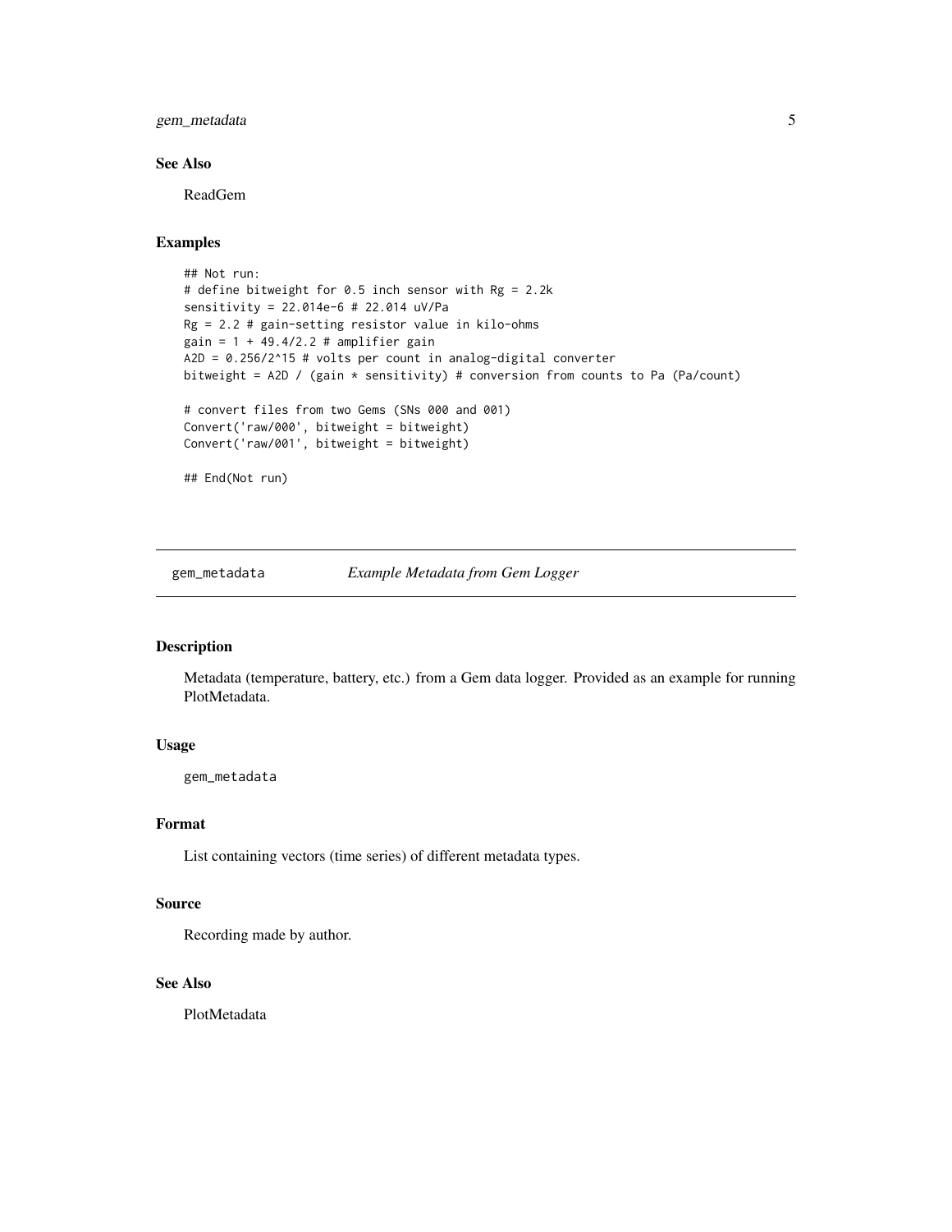### See Also

ReadGem

### Examples

```
## Not run:
# define bitweight for 0.5 inch sensor with Rg = 2.2k
sensitivity = 22.014e-6 # 22.014 uV/Pa
Rg = 2.2 # gain-setting resistor value in kilo-ohms
gain = 1 + 49.4/2.2 # amplifier gain
A2D = 0.256/2^15 # volts per count in analog-digital converter
bitweight = A2D / (gain * sensitivity) # conversion from counts to Pa (Pa/count)

# convert files from two Gems (SNs 000 and 001)
Convert('raw/000', bitweight = bitweight)
Convert('raw/001', bitweight = bitweight)

## End(Not run)
```

---

## gem_metadata — *Example Metadata from Gem Logger*

### Description

Metadata (temperature, battery, etc.) from a Gem data logger. Provided as an example for running PlotMetadata.

### Usage

```
gem_metadata
```

### Format

List containing vectors (time series) of different metadata types.

### Source

Recording made by author.

### See Also

PlotMetadata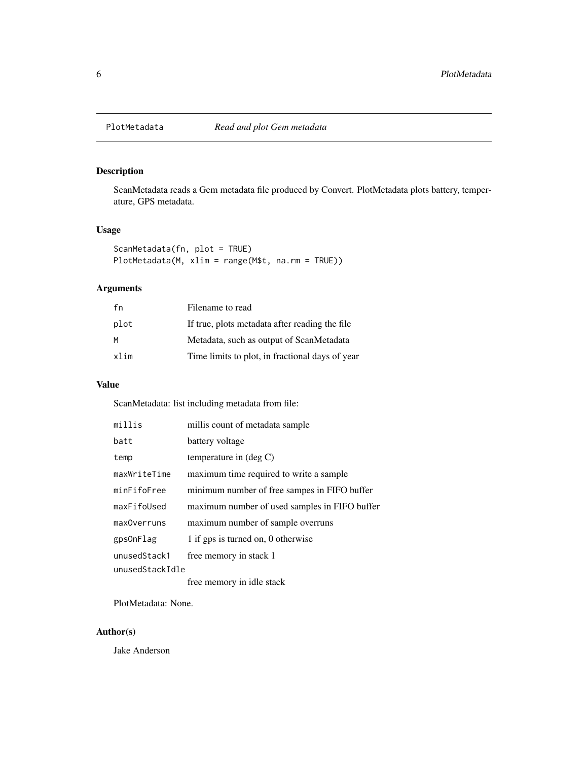PlotMetadata *Read and plot Gem metadata*

## Description

ScanMetadata reads a Gem metadata file produced by Convert. PlotMetadata plots battery, temperature, GPS metadata.

## Usage

```
ScanMetadata(fn, plot = TRUE)
PlotMetadata(M, xlim = range(M$t, na.rm = TRUE))
```

## Arguments

| | |
|---|---|
| fn | Filename to read |
| plot | If true, plots metadata after reading the file |
| M | Metadata, such as output of ScanMetadata |
| xlim | Time limits to plot, in fractional days of year |

## Value

ScanMetadata: list including metadata from file:

| | |
|---|---|
| millis | millis count of metadata sample |
| batt | battery voltage |
| temp | temperature in (deg C) |
| maxWriteTime | maximum time required to write a sample |
| minFifoFree | minimum number of free sampes in FIFO buffer |
| maxFifoUsed | maximum number of used samples in FIFO buffer |
| maxOverruns | maximum number of sample overruns |
| gpsOnFlag | 1 if gps is turned on, 0 otherwise |
| unusedStack1 | free memory in stack 1 |
| unusedStackIdle | free memory in idle stack |

PlotMetadata: None.

## Author(s)

Jake Anderson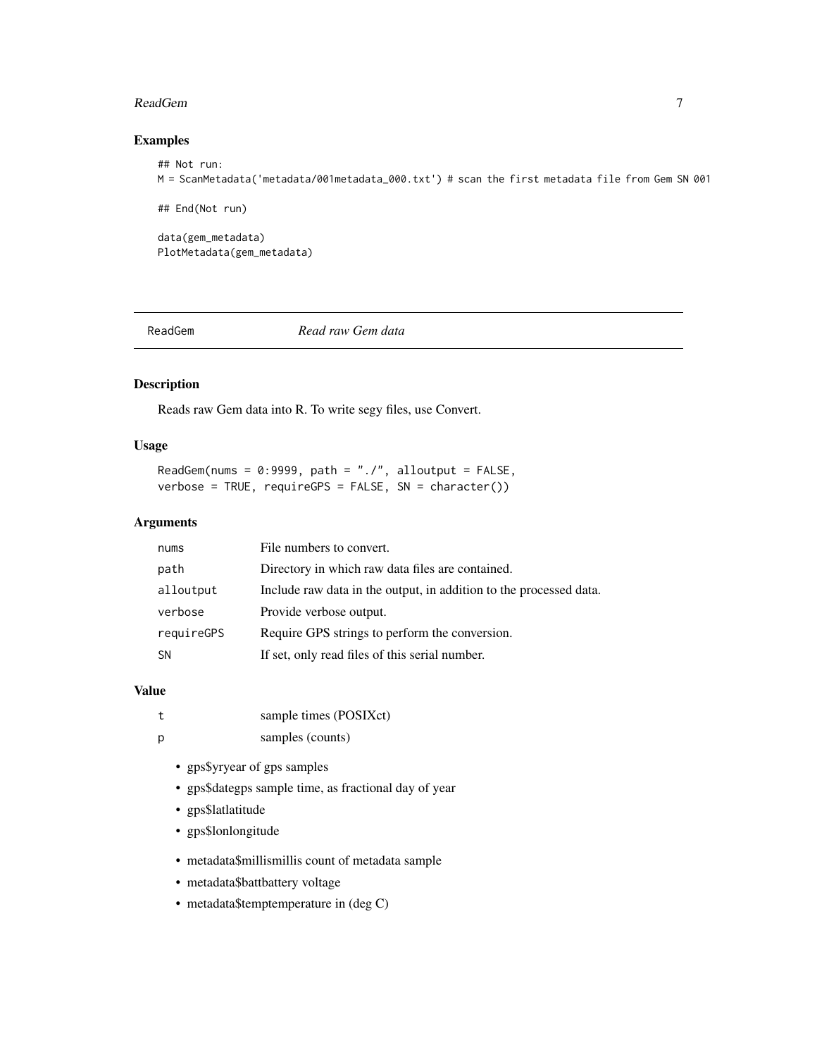## Examples

```
## Not run:
M = ScanMetadata('metadata/001metadata_000.txt') # scan the first metadata file from Gem SN 001

## End(Not run)

data(gem_metadata)
PlotMetadata(gem_metadata)
```

---

# ReadGem *Read raw Gem data*

## Description

Reads raw Gem data into R. To write segy files, use Convert.

## Usage

```
ReadGem(nums = 0:9999, path = "./", alloutput = FALSE,
verbose = TRUE, requireGPS = FALSE, SN = character())
```

## Arguments

| | |
|---|---|
| nums | File numbers to convert. |
| path | Directory in which raw data files are contained. |
| alloutput | Include raw data in the output, in addition to the processed data. |
| verbose | Provide verbose output. |
| requireGPS | Require GPS strings to perform the conversion. |
| SN | If set, only read files of this serial number. |

## Value

| | |
|---|---|
| t | sample times (POSIXct) |
| p | samples (counts) |

- gps$yryear of gps samples
- gps$dategps sample time, as fractional day of year
- gps$latlatitude
- gps$lonlongitude

- metadata$millismillis count of metadata sample
- metadata$battbattery voltage
- metadata$temptemperature in (deg C)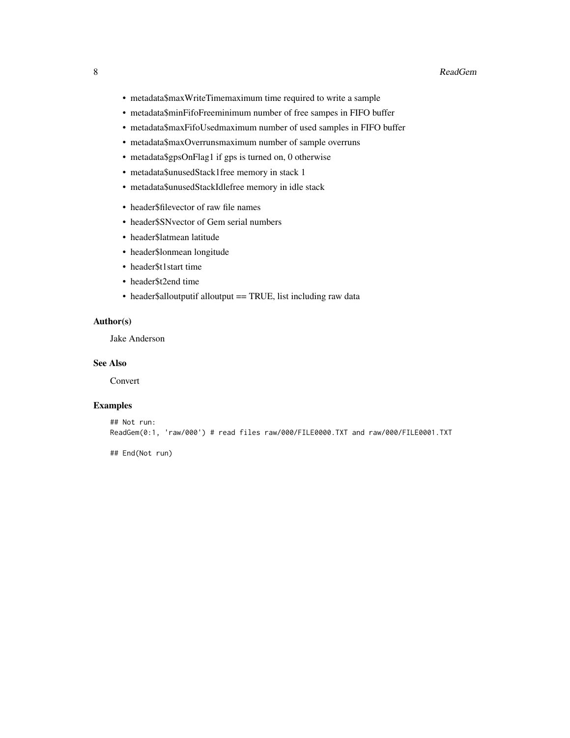- metadata$maxWriteTimemaximum time required to write a sample
- metadata$minFifoFreeminimum number of free sampes in FIFO buffer
- metadata$maxFifoUsedmaximum number of used samples in FIFO buffer
- metadata$maxOverrunsmaximum number of sample overruns
- metadata$gpsOnFlag1 if gps is turned on, 0 otherwise
- metadata$unusedStack1free memory in stack 1
- metadata$unusedStackIdlefree memory in idle stack

- header$filevector of raw file names
- header$SNvector of Gem serial numbers
- header$latmean latitude
- header$lonmean longitude
- header$t1start time
- header$t2end time
- header$alloutputif alloutput == TRUE, list including raw data

### Author(s)

Jake Anderson

### See Also

Convert

### Examples

```
## Not run:
ReadGem(0:1, 'raw/000') # read files raw/000/FILE0000.TXT and raw/000/FILE0001.TXT

## End(Not run)
```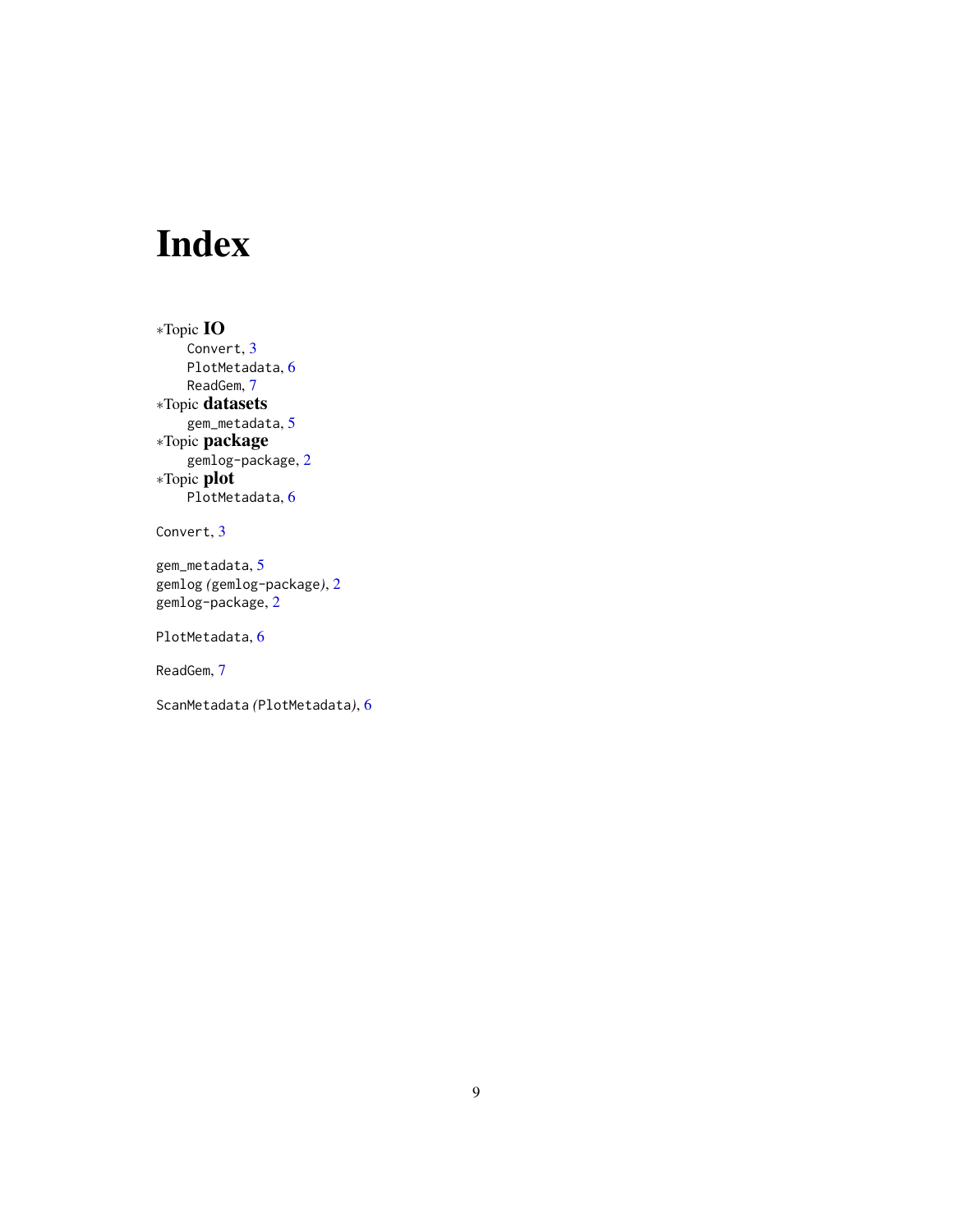# Index

*Topic **IO**
  Convert, 3
  PlotMetadata, 6
  ReadGem, 7
*Topic **datasets**
  gem_metadata, 5
*Topic **package**
  gemlog-package, 2
*Topic **plot**
  PlotMetadata, 6

Convert, 3

gem_metadata, 5
gemlog (gemlog-package), 2
gemlog-package, 2

PlotMetadata, 6

ReadGem, 7

ScanMetadata (PlotMetadata), 6